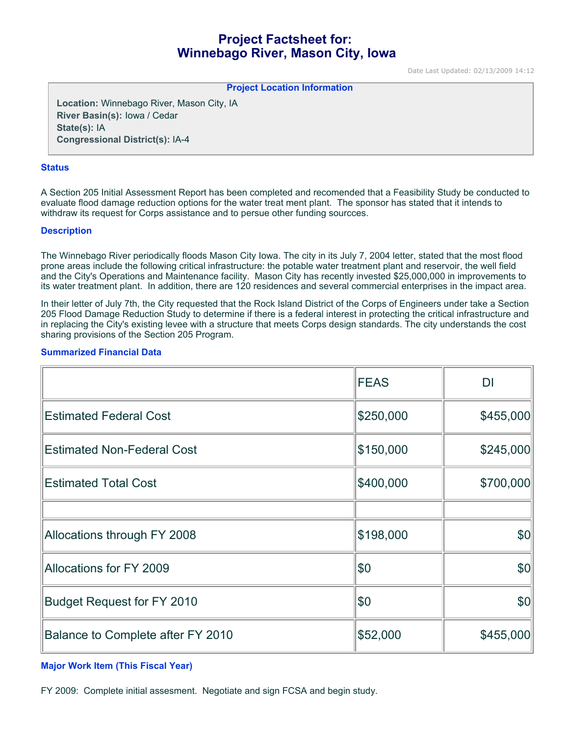# Project Factsheet for:
# Winnebago River, Mason City, Iowa

Date Last Updated: 02/13/2009 14:12

**Project Location Information**

**Location:** Winnebago River, Mason City, IA
**River Basin(s):** Iowa / Cedar
**State(s):** IA
**Congressional District(s):** IA-4

### Status

A Section 205 Initial Assessment Report has been completed and recomended that a Feasibility Study be conducted to evaluate flood damage reduction options for the water treat ment plant. The sponsor has stated that it intends to withdraw its request for Corps assistance and to persue other funding sourcces.

### Description

The Winnebago River periodically floods Mason City Iowa. The city in its July 7, 2004 letter, stated that the most flood prone areas include the following critical infrastructure: the potable water treatment plant and reservoir, the well field and the City's Operations and Maintenance facility. Mason City has recently invested $25,000,000 in improvements to its water treatment plant. In addition, there are 120 residences and several commercial enterprises in the impact area.

In their letter of July 7th, the City requested that the Rock Island District of the Corps of Engineers under take a Section 205 Flood Damage Reduction Study to determine if there is a federal interest in protecting the critical infrastructure and in replacing the City's existing levee with a structure that meets Corps design standards. The city understands the cost sharing provisions of the Section 205 Program.

### Summarized Financial Data

| | FEAS | DI |
|---|---|---|
| Estimated Federal Cost | $250,000 | $455,000 |
| Estimated Non-Federal Cost | $150,000 | $245,000 |
| Estimated Total Cost | $400,000 | $700,000 |
| | | |
| Allocations through FY 2008 | $198,000 | $0 |
| Allocations for FY 2009 | $0 | $0 |
| Budget Request for FY 2010 | $0 | $0 |
| Balance to Complete after FY 2010 | $52,000 | $455,000 |

### Major Work Item (This Fiscal Year)

FY 2009: Complete initial assesment. Negotiate and sign FCSA and begin study.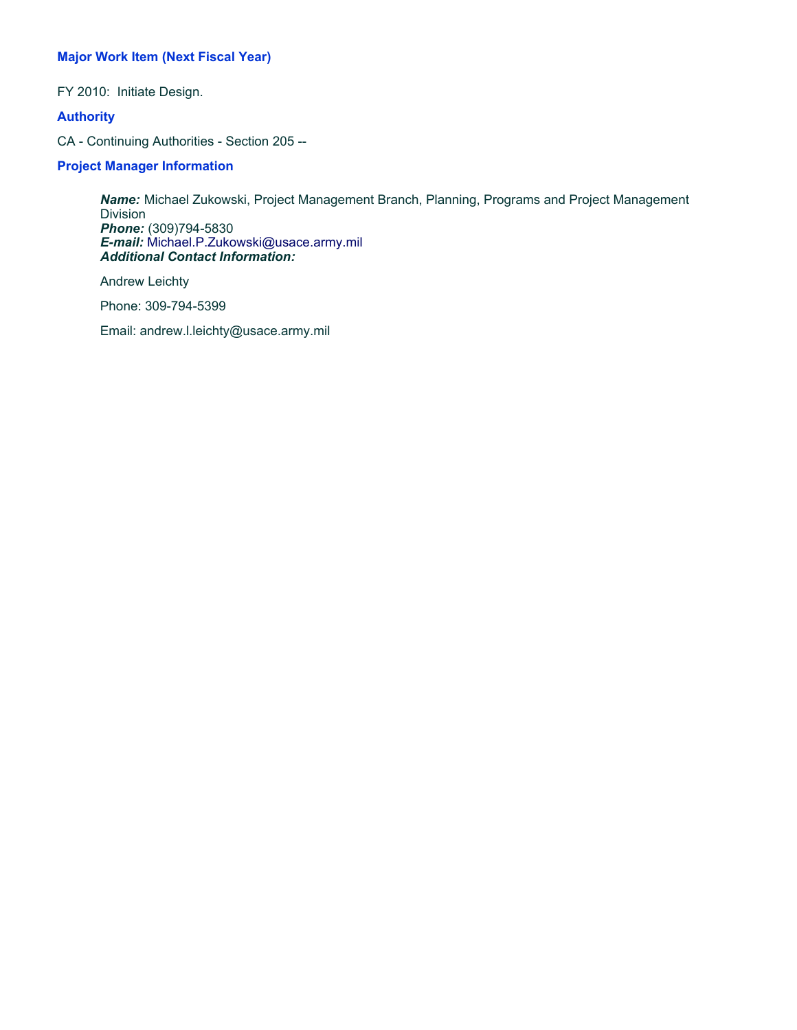### Major Work Item (Next Fiscal Year)

FY 2010: Initiate Design.

### Authority

CA - Continuing Authorities - Section 205 --

### Project Manager Information

***Name:*** Michael Zukowski, Project Management Branch, Planning, Programs and Project Management Division
***Phone:*** (309)794-5830
***E-mail:*** Michael.P.Zukowski@usace.army.mil
***Additional Contact Information:***

Andrew Leichty

Phone: 309-794-5399

Email: andrew.l.leichty@usace.army.mil